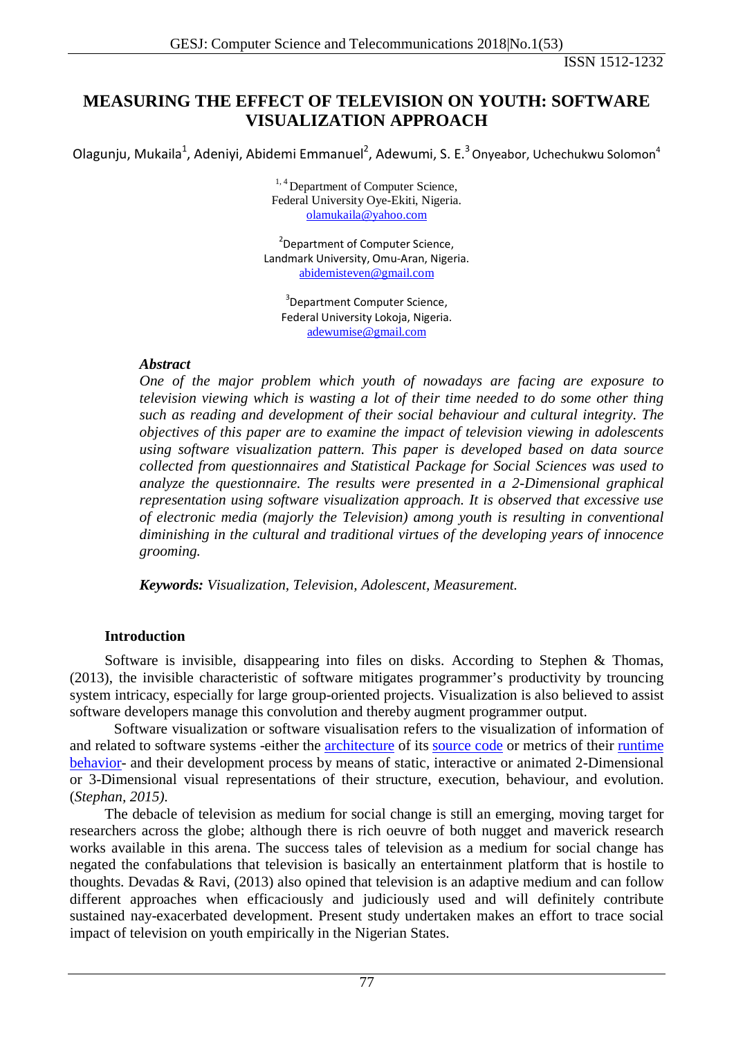# MEASURING THE EFFECT OF TELEVISION ON YOUTH: SOFTWARE VISUALIZATION APPROACH

Olagunju, Mukaila[1], Adeniyi, Abidemi Emmanuel[2], Adewumi, S. E.[3] Onyeabor, Uchechukwu Solomon[4]

[1, 4] Department of Computer Science,
Federal University Oye-Ekiti, Nigeria.
olamukaila@yahoo.com

[2] Department of Computer Science,
Landmark University, Omu-Aran, Nigeria.
abidemisteven@gmail.com

[3] Department Computer Science,
Federal University Lokoja, Nigeria.
adewumise@gmail.com

***Abstract***

*One of the major problem which youth of nowadays are facing are exposure to television viewing which is wasting a lot of their time needed to do some other thing such as reading and development of their social behaviour and cultural integrity. The objectives of this paper are to examine the impact of television viewing in adolescents using software visualization pattern. This paper is developed based on data source collected from questionnaires and Statistical Package for Social Sciences was used to analyze the questionnaire. The results were presented in a 2-Dimensional graphical representation using software visualization approach. It is observed that excessive use of electronic media (majorly the Television) among youth is resulting in conventional diminishing in the cultural and traditional virtues of the developing years of innocence grooming.*

***Keywords:** Visualization, Television, Adolescent, Measurement.*

## Introduction

Software is invisible, disappearing into files on disks. According to Stephen & Thomas, (2013), the invisible characteristic of software mitigates programmer's productivity by trouncing system intricacy, especially for large group-oriented projects. Visualization is also believed to assist software developers manage this convolution and thereby augment programmer output.

Software visualization or software visualisation refers to the visualization of information of and related to software systems -either the architecture of its source code or metrics of their runtime behavior- and their development process by means of static, interactive or animated 2-Dimensional or 3-Dimensional visual representations of their structure, execution, behaviour, and evolution. (*Stephan, 2015).*

The debacle of television as medium for social change is still an emerging, moving target for researchers across the globe; although there is rich oeuvre of both nugget and maverick research works available in this arena. The success tales of television as a medium for social change has negated the confabulations that television is basically an entertainment platform that is hostile to thoughts. Devadas & Ravi, (2013) also opined that television is an adaptive medium and can follow different approaches when efficaciously and judiciously used and will definitely contribute sustained nay-exacerbated development. Present study undertaken makes an effort to trace social impact of television on youth empirically in the Nigerian States.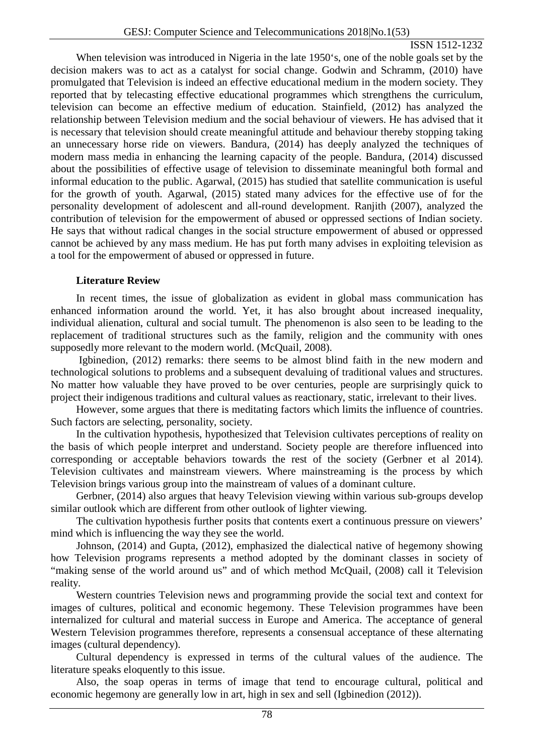When television was introduced in Nigeria in the late 1950's, one of the noble goals set by the decision makers was to act as a catalyst for social change. Godwin and Schramm, (2010) have promulgated that Television is indeed an effective educational medium in the modern society. They reported that by telecasting effective educational programmes which strengthens the curriculum, television can become an effective medium of education. Stainfield, (2012) has analyzed the relationship between Television medium and the social behaviour of viewers. He has advised that it is necessary that television should create meaningful attitude and behaviour thereby stopping taking an unnecessary horse ride on viewers. Bandura, (2014) has deeply analyzed the techniques of modern mass media in enhancing the learning capacity of the people. Bandura, (2014) discussed about the possibilities of effective usage of television to disseminate meaningful both formal and informal education to the public. Agarwal, (2015) has studied that satellite communication is useful for the growth of youth. Agarwal, (2015) stated many advices for the effective use of for the personality development of adolescent and all-round development. Ranjith (2007), analyzed the contribution of television for the empowerment of abused or oppressed sections of Indian society. He says that without radical changes in the social structure empowerment of abused or oppressed cannot be achieved by any mass medium. He has put forth many advises in exploiting television as a tool for the empowerment of abused or oppressed in future.

## Literature Review

In recent times, the issue of globalization as evident in global mass communication has enhanced information around the world. Yet, it has also brought about increased inequality, individual alienation, cultural and social tumult. The phenomenon is also seen to be leading to the replacement of traditional structures such as the family, religion and the community with ones supposedly more relevant to the modern world. (McQuail, 2008).

Igbinedion, (2012) remarks: there seems to be almost blind faith in the new modern and technological solutions to problems and a subsequent devaluing of traditional values and structures. No matter how valuable they have proved to be over centuries, people are surprisingly quick to project their indigenous traditions and cultural values as reactionary, static, irrelevant to their lives.

However, some argues that there is meditating factors which limits the influence of countries. Such factors are selecting, personality, society.

In the cultivation hypothesis, hypothesized that Television cultivates perceptions of reality on the basis of which people interpret and understand. Society people are therefore influenced into corresponding or acceptable behaviors towards the rest of the society (Gerbner et al 2014). Television cultivates and mainstream viewers. Where mainstreaming is the process by which Television brings various group into the mainstream of values of a dominant culture.

Gerbner, (2014) also argues that heavy Television viewing within various sub-groups develop similar outlook which are different from other outlook of lighter viewing.

The cultivation hypothesis further posits that contents exert a continuous pressure on viewers' mind which is influencing the way they see the world.

Johnson, (2014) and Gupta, (2012), emphasized the dialectical native of hegemony showing how Television programs represents a method adopted by the dominant classes in society of "making sense of the world around us" and of which method McQuail, (2008) call it Television reality.

Western countries Television news and programming provide the social text and context for images of cultures, political and economic hegemony. These Television programmes have been internalized for cultural and material success in Europe and America. The acceptance of general Western Television programmes therefore, represents a consensual acceptance of these alternating images (cultural dependency).

Cultural dependency is expressed in terms of the cultural values of the audience. The literature speaks eloquently to this issue.

Also, the soap operas in terms of image that tend to encourage cultural, political and economic hegemony are generally low in art, high in sex and sell (Igbinedion (2012)).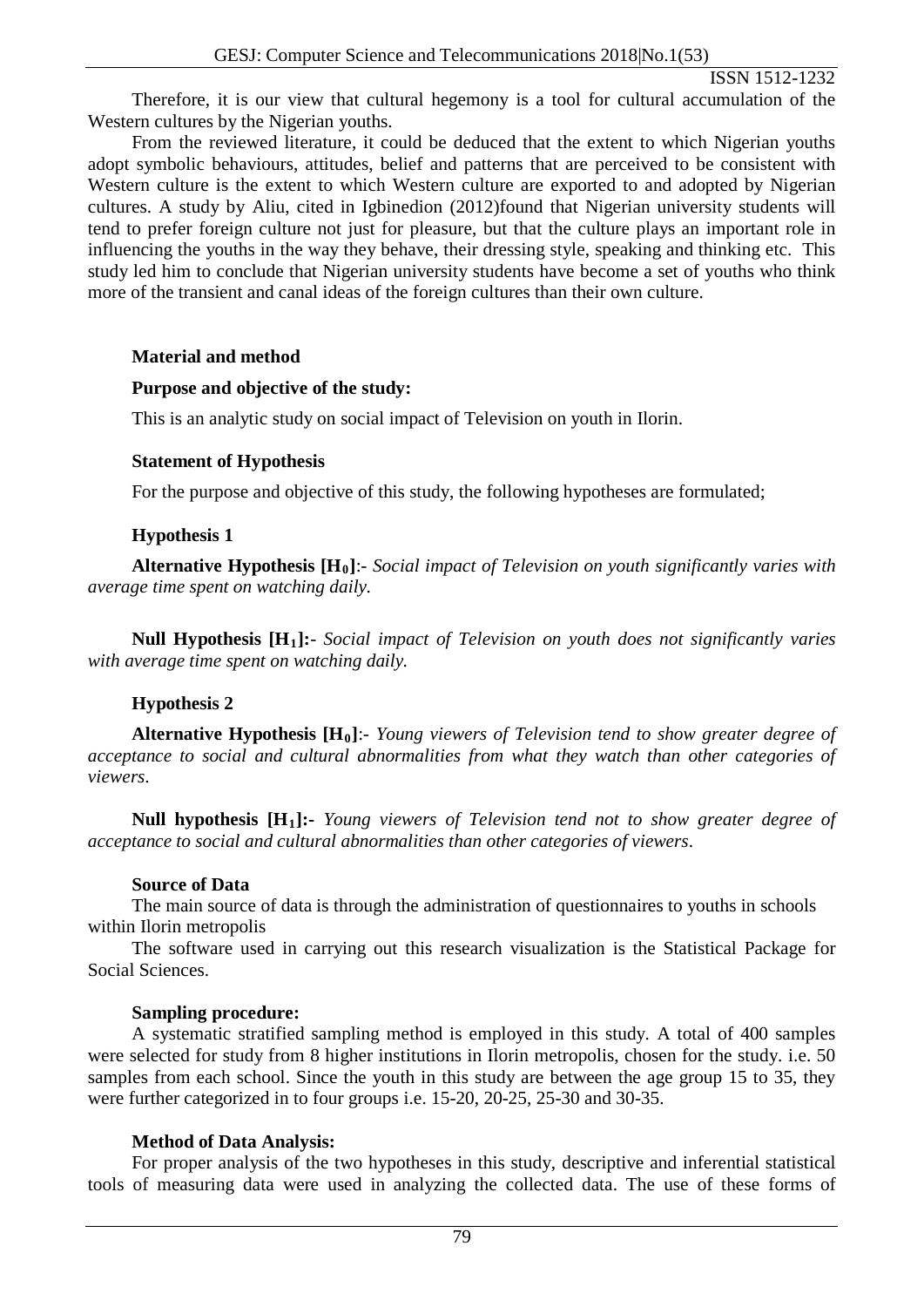Therefore, it is our view that cultural hegemony is a tool for cultural accumulation of the Western cultures by the Nigerian youths.

From the reviewed literature, it could be deduced that the extent to which Nigerian youths adopt symbolic behaviours, attitudes, belief and patterns that are perceived to be consistent with Western culture is the extent to which Western culture are exported to and adopted by Nigerian cultures. A study by Aliu, cited in Igbinedion (2012)found that Nigerian university students will tend to prefer foreign culture not just for pleasure, but that the culture plays an important role in influencing the youths in the way they behave, their dressing style, speaking and thinking etc. This study led him to conclude that Nigerian university students have become a set of youths who think more of the transient and canal ideas of the foreign cultures than their own culture.

## Material and method

### Purpose and objective of the study:

This is an analytic study on social impact of Television on youth in Ilorin.

### Statement of Hypothesis

For the purpose and objective of this study, the following hypotheses are formulated;

### Hypothesis 1

**Alternative Hypothesis [$H_0$]**:- *Social impact of Television on youth significantly varies with average time spent on watching daily.*

**Null Hypothesis [$H_1$]:**- *Social impact of Television on youth does not significantly varies with average time spent on watching daily.*

### Hypothesis 2

**Alternative Hypothesis [$H_0$]**:- *Young viewers of Television tend to show greater degree of acceptance to social and cultural abnormalities from what they watch than other categories of viewers*.

**Null hypothesis [$H_1$]:-** *Young viewers of Television tend not to show greater degree of acceptance to social and cultural abnormalities than other categories of viewers*.

### Source of Data

The main source of data is through the administration of questionnaires to youths in schools within Ilorin metropolis

The software used in carrying out this research visualization is the Statistical Package for Social Sciences.

### Sampling procedure:

A systematic stratified sampling method is employed in this study. A total of 400 samples were selected for study from 8 higher institutions in Ilorin metropolis, chosen for the study. i.e. 50 samples from each school. Since the youth in this study are between the age group 15 to 35, they were further categorized in to four groups i.e. 15-20, 20-25, 25-30 and 30-35.

### Method of Data Analysis:

For proper analysis of the two hypotheses in this study, descriptive and inferential statistical tools of measuring data were used in analyzing the collected data. The use of these forms of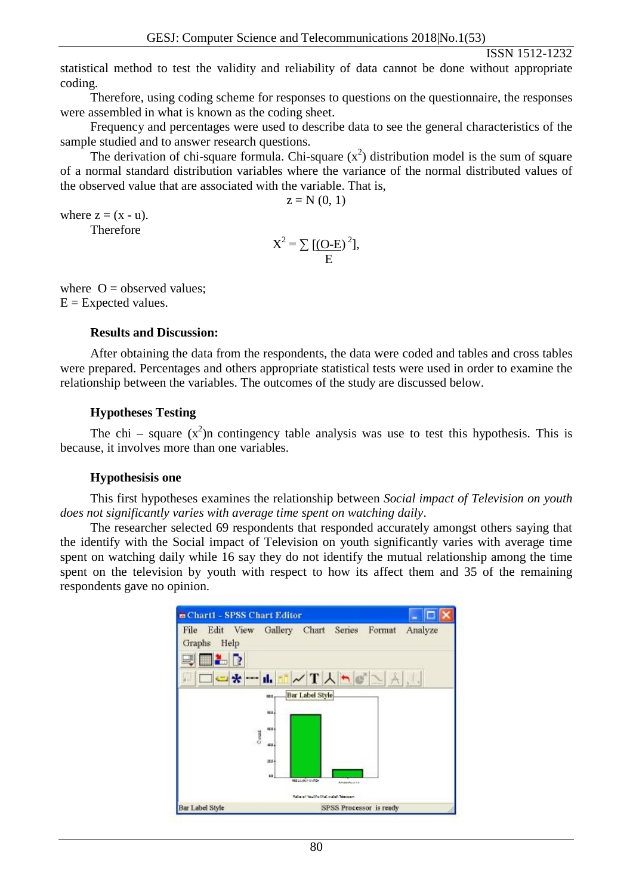statistical method to test the validity and reliability of data cannot be done without appropriate coding.

Therefore, using coding scheme for responses to questions on the questionnaire, the responses were assembled in what is known as the coding sheet.

Frequency and percentages were used to describe data to see the general characteristics of the sample studied and to answer research questions.

The derivation of chi-square formula. Chi-square ($x^2$) distribution model is the sum of square of a normal standard distribution variables where the variance of the normal distributed values of the observed value that are associated with the variable. That is,

$$z = N(0, 1)$$

where $z = (x - u)$.

Therefore

$$X^2 = \sum \left[\frac{(O-E)^2}{E}\right],$$

where O = observed values;
E = Expected values.

### Results and Discussion:

After obtaining the data from the respondents, the data were coded and tables and cross tables were prepared. Percentages and others appropriate statistical tests were used in order to examine the relationship between the variables. The outcomes of the study are discussed below.

### Hypotheses Testing

The chi – square ($x^2$)n contingency table analysis was use to test this hypothesis. This is because, it involves more than one variables.

### Hypothesisis one

This first hypotheses examines the relationship between *Social impact of Television on youth does not significantly varies with average time spent on watching daily*.

The researcher selected 69 respondents that responded accurately amongst others saying that the identify with the Social impact of Television on youth significantly varies with average time spent on watching daily while 16 say they do not identify the mutual relationship among the time spent on the television by youth with respect to how its affect them and 35 of the remaining respondents gave no opinion.

Chart1 - SPSS Chart Editor

File Edit View Gallery Chart Series Format Analyze Graphs Help

Bar Label Style

Count

Bar Label Style

SPSS Processor is ready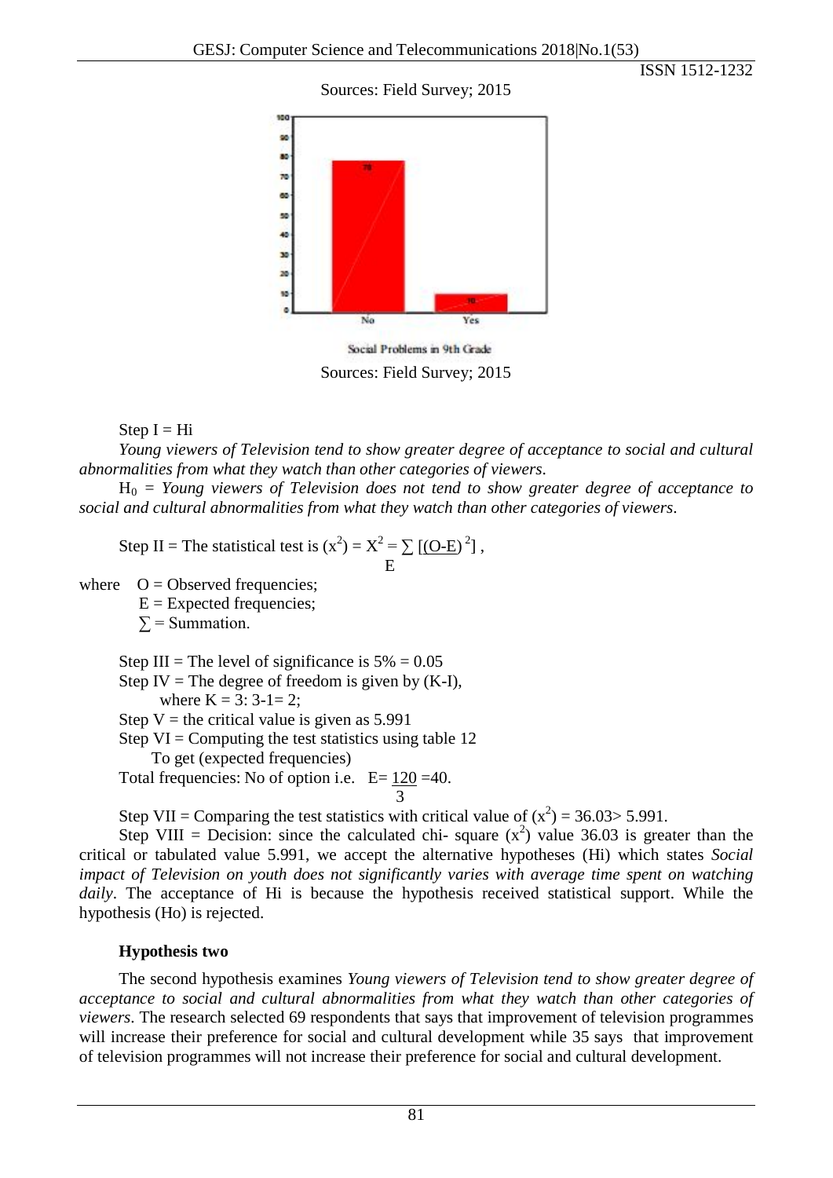Sources: Field Survey; 2015

Social Problems in 9th Grade

Sources: Field Survey; 2015

Step I = Hi

*Young viewers of Television tend to show greater degree of acceptance to social and cultural abnormalities from what they watch than other categories of viewers*.

$H_0$ = *Young viewers of Television does not tend to show greater degree of acceptance to social and cultural abnormalities from what they watch than other categories of viewers*.

Step II = The statistical test is $(x^2) = X^2 = \sum \left[\frac{(O-E)^2}{E}\right]$,

where O = Observed frequencies;
E = Expected frequencies;
$\sum$ = Summation.

Step III = The level of significance is 5% = 0.05
Step IV = The degree of freedom is given by (K-I),
where K = 3: 3-1= 2;
Step V = the critical value is given as 5.991
Step VI = Computing the test statistics using table 12
To get (expected frequencies)
Total frequencies: No of option i.e. $E = \frac{120}{3} = 40$.

Step VII = Comparing the test statistics with critical value of $(x^2) = 36.03 > 5.991$.

Step VIII = Decision: since the calculated chi- square $(x^2)$ value 36.03 is greater than the critical or tabulated value 5.991, we accept the alternative hypotheses (Hi) which states *Social impact of Television on youth does not significantly varies with average time spent on watching daily*. The acceptance of Hi is because the hypothesis received statistical support. While the hypothesis (Ho) is rejected.

**Hypothesis two**

The second hypothesis examines *Young viewers of Television tend to show greater degree of acceptance to social and cultural abnormalities from what they watch than other categories of viewers*. The research selected 69 respondents that says that improvement of television programmes will increase their preference for social and cultural development while 35 says that improvement of television programmes will not increase their preference for social and cultural development.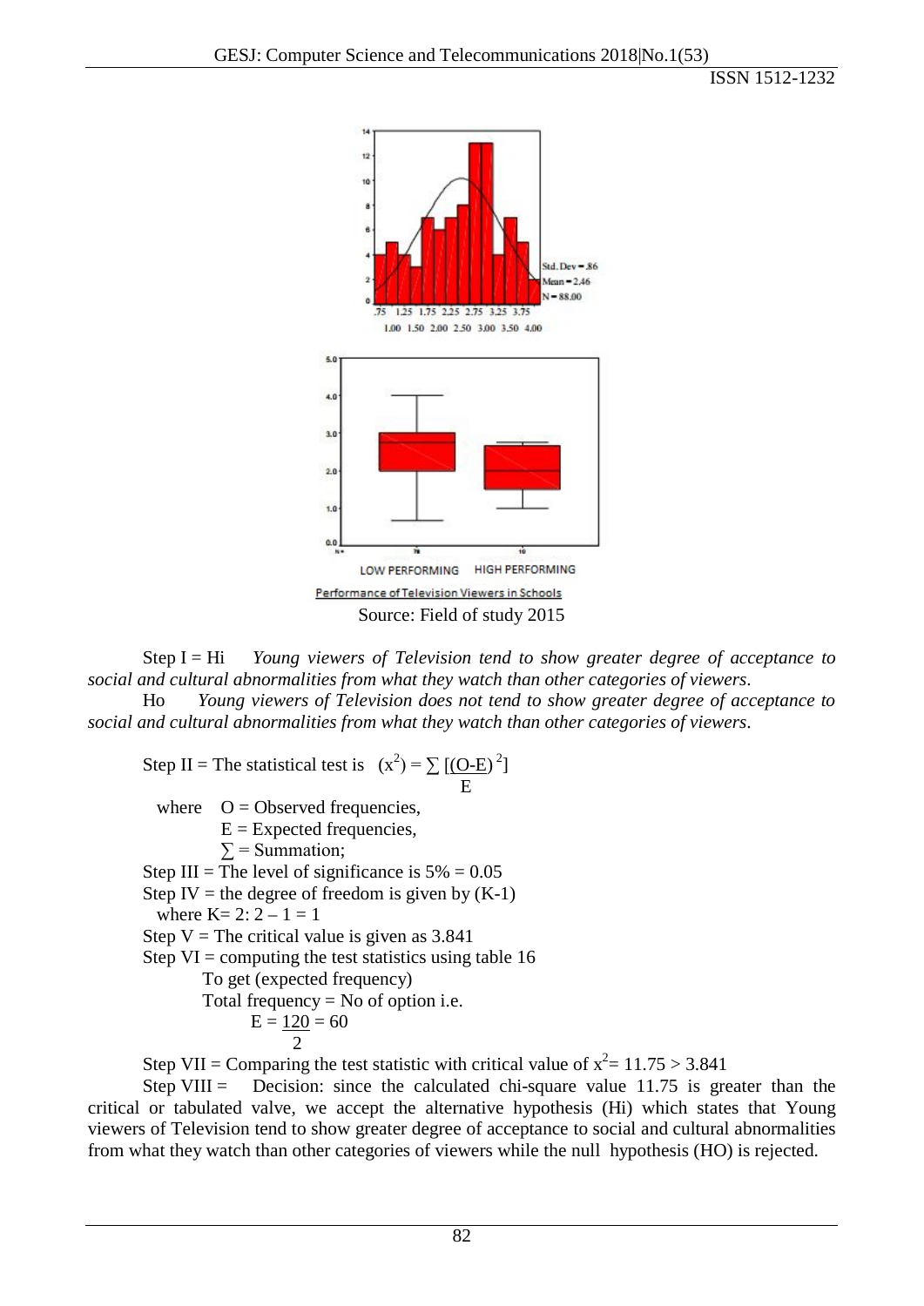Std. Dev = .86
Mean = 2.46
N = 88.00

.75 1.25 1.75 2.25 2.75 3.25 3.75
1.00 1.50 2.00 2.50 3.00 3.50 4.00

LOW PERFORMING HIGH PERFORMING

Performance of Television Viewers in Schools

Source: Field of study 2015

Step I = Hi *Young viewers of Television tend to show greater degree of acceptance to social and cultural abnormalities from what they watch than other categories of viewers.*

Ho *Young viewers of Television does not tend to show greater degree of acceptance to social and cultural abnormalities from what they watch than other categories of viewers.*

Step II = The statistical test is $(x^2) = \sum [\frac{(O-E)^2}{E}]$

where O = Observed frequencies,

E = Expected frequencies,

$\sum$ = Summation;

Step III = The level of significance is 5% = 0.05

Step IV = the degree of freedom is given by (K-1)

where K= 2: 2 – 1 = 1

Step V = The critical value is given as 3.841

Step VI = computing the test statistics using table 16

To get (expected frequency)

Total frequency = No of option i.e.

$$E = \frac{120}{2} = 60$$

Step VII = Comparing the test statistic with critical value of $x^2 = 11.75 > 3.841$

Step VIII = Decision: since the calculated chi-square value 11.75 is greater than the critical or tabulated valve, we accept the alternative hypothesis (Hi) which states that Young viewers of Television tend to show greater degree of acceptance to social and cultural abnormalities from what they watch than other categories of viewers while the null hypothesis (HO) is rejected.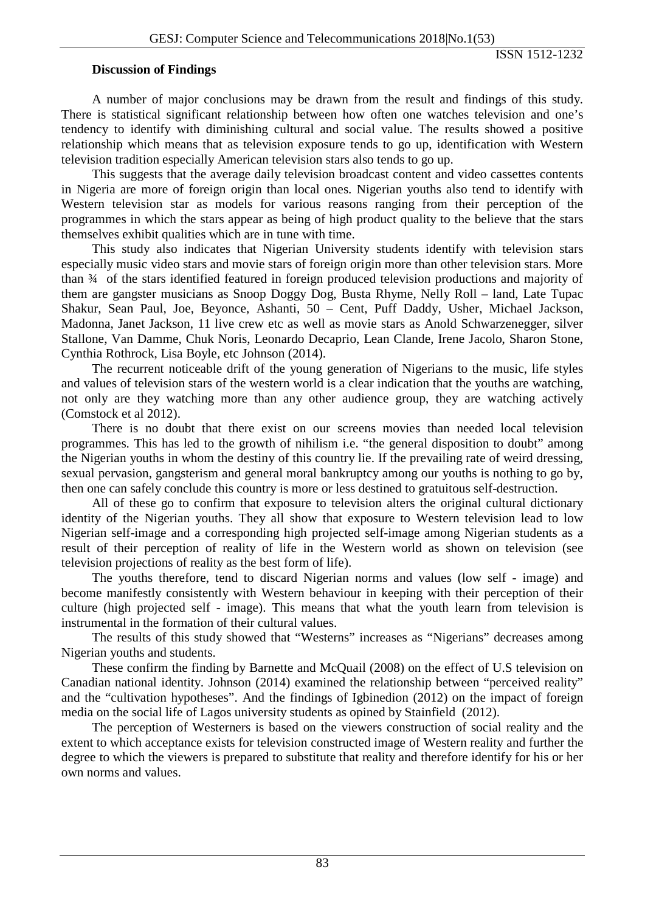**Discussion of Findings**

A number of major conclusions may be drawn from the result and findings of this study. There is statistical significant relationship between how often one watches television and one's tendency to identify with diminishing cultural and social value. The results showed a positive relationship which means that as television exposure tends to go up, identification with Western television tradition especially American television stars also tends to go up.

This suggests that the average daily television broadcast content and video cassettes contents in Nigeria are more of foreign origin than local ones. Nigerian youths also tend to identify with Western television star as models for various reasons ranging from their perception of the programmes in which the stars appear as being of high product quality to the believe that the stars themselves exhibit qualities which are in tune with time.

This study also indicates that Nigerian University students identify with television stars especially music video stars and movie stars of foreign origin more than other television stars. More than ¾ of the stars identified featured in foreign produced television productions and majority of them are gangster musicians as Snoop Doggy Dog, Busta Rhyme, Nelly Roll – land, Late Tupac Shakur, Sean Paul, Joe, Beyonce, Ashanti, 50 – Cent, Puff Daddy, Usher, Michael Jackson, Madonna, Janet Jackson, 11 live crew etc as well as movie stars as Anold Schwarzenegger, silver Stallone, Van Damme, Chuk Noris, Leonardo Decaprio, Lean Clande, Irene Jacolo, Sharon Stone, Cynthia Rothrock, Lisa Boyle, etc Johnson (2014).

The recurrent noticeable drift of the young generation of Nigerians to the music, life styles and values of television stars of the western world is a clear indication that the youths are watching, not only are they watching more than any other audience group, they are watching actively (Comstock et al 2012).

There is no doubt that there exist on our screens movies than needed local television programmes. This has led to the growth of nihilism i.e. "the general disposition to doubt" among the Nigerian youths in whom the destiny of this country lie. If the prevailing rate of weird dressing, sexual pervasion, gangsterism and general moral bankruptcy among our youths is nothing to go by, then one can safely conclude this country is more or less destined to gratuitous self-destruction.

All of these go to confirm that exposure to television alters the original cultural dictionary identity of the Nigerian youths. They all show that exposure to Western television lead to low Nigerian self-image and a corresponding high projected self-image among Nigerian students as a result of their perception of reality of life in the Western world as shown on television (see television projections of reality as the best form of life).

The youths therefore, tend to discard Nigerian norms and values (low self - image) and become manifestly consistently with Western behaviour in keeping with their perception of their culture (high projected self - image). This means that what the youth learn from television is instrumental in the formation of their cultural values.

The results of this study showed that "Westerns" increases as "Nigerians" decreases among Nigerian youths and students.

These confirm the finding by Barnette and McQuail (2008) on the effect of U.S television on Canadian national identity. Johnson (2014) examined the relationship between "perceived reality" and the "cultivation hypotheses". And the findings of Igbinedion (2012) on the impact of foreign media on the social life of Lagos university students as opined by Stainfield (2012).

The perception of Westerners is based on the viewers construction of social reality and the extent to which acceptance exists for television constructed image of Western reality and further the degree to which the viewers is prepared to substitute that reality and therefore identify for his or her own norms and values.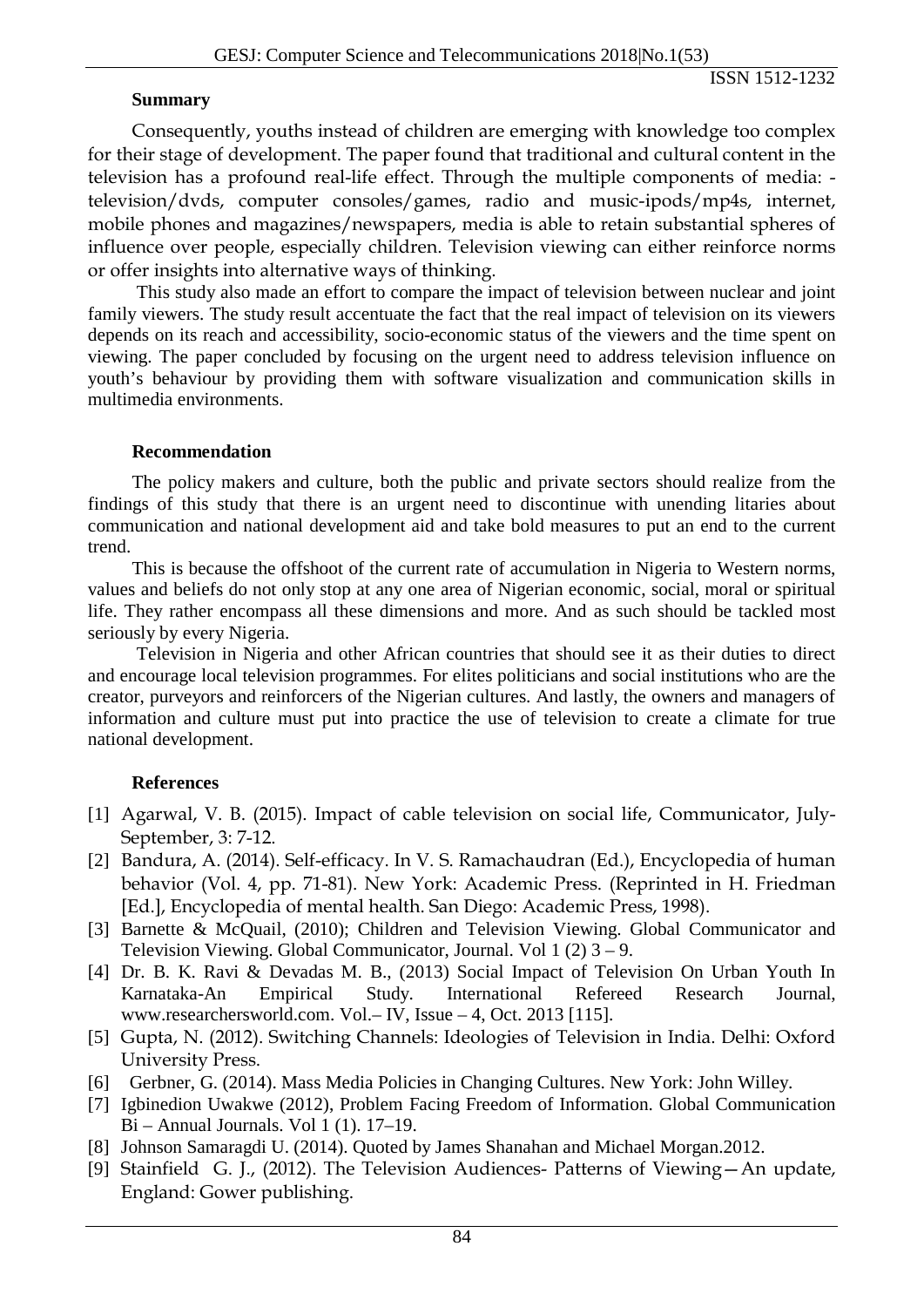### Summary

Consequently, youths instead of children are emerging with knowledge too complex for their stage of development. The paper found that traditional and cultural content in the television has a profound real-life effect. Through the multiple components of media: - television/dvds, computer consoles/games, radio and music-ipods/mp4s, internet, mobile phones and magazines/newspapers, media is able to retain substantial spheres of influence over people, especially children. Television viewing can either reinforce norms or offer insights into alternative ways of thinking.

This study also made an effort to compare the impact of television between nuclear and joint family viewers. The study result accentuate the fact that the real impact of television on its viewers depends on its reach and accessibility, socio-economic status of the viewers and the time spent on viewing. The paper concluded by focusing on the urgent need to address television influence on youth's behaviour by providing them with software visualization and communication skills in multimedia environments.

### Recommendation

The policy makers and culture, both the public and private sectors should realize from the findings of this study that there is an urgent need to discontinue with unending litaries about communication and national development aid and take bold measures to put an end to the current trend.

This is because the offshoot of the current rate of accumulation in Nigeria to Western norms, values and beliefs do not only stop at any one area of Nigerian economic, social, moral or spiritual life. They rather encompass all these dimensions and more. And as such should be tackled most seriously by every Nigeria.

Television in Nigeria and other African countries that should see it as their duties to direct and encourage local television programmes. For elites politicians and social institutions who are the creator, purveyors and reinforcers of the Nigerian cultures. And lastly, the owners and managers of information and culture must put into practice the use of television to create a climate for true national development.

### References

[1] Agarwal, V. B. (2015). Impact of cable television on social life, Communicator, July-September, 3: 7-12.

[2] Bandura, A. (2014). Self-efficacy. In V. S. Ramachaudran (Ed.), Encyclopedia of human behavior (Vol. 4, pp. 71-81). New York: Academic Press. (Reprinted in H. Friedman [Ed.], Encyclopedia of mental health. San Diego: Academic Press, 1998).

[3] Barnette & McQuail, (2010); Children and Television Viewing. Global Communicator and Television Viewing. Global Communicator, Journal. Vol 1 (2) 3 – 9.

[4] Dr. B. K. Ravi & Devadas M. B., (2013) Social Impact of Television On Urban Youth In Karnataka-An Empirical Study. International Refereed Research Journal, www.researchersworld.com. Vol.– IV, Issue – 4, Oct. 2013 [115].

[5] Gupta, N. (2012). Switching Channels: Ideologies of Television in India. Delhi: Oxford University Press.

[6] Gerbner, G. (2014). Mass Media Policies in Changing Cultures. New York: John Willey.

[7] Igbinedion Uwakwe (2012), Problem Facing Freedom of Information. Global Communication Bi – Annual Journals. Vol 1 (1). 17–19.

[8] Johnson Samaragdi U. (2014). Quoted by James Shanahan and Michael Morgan.2012.

[9] Stainfield G. J., (2012). The Television Audiences- Patterns of Viewing—An update, England: Gower publishing.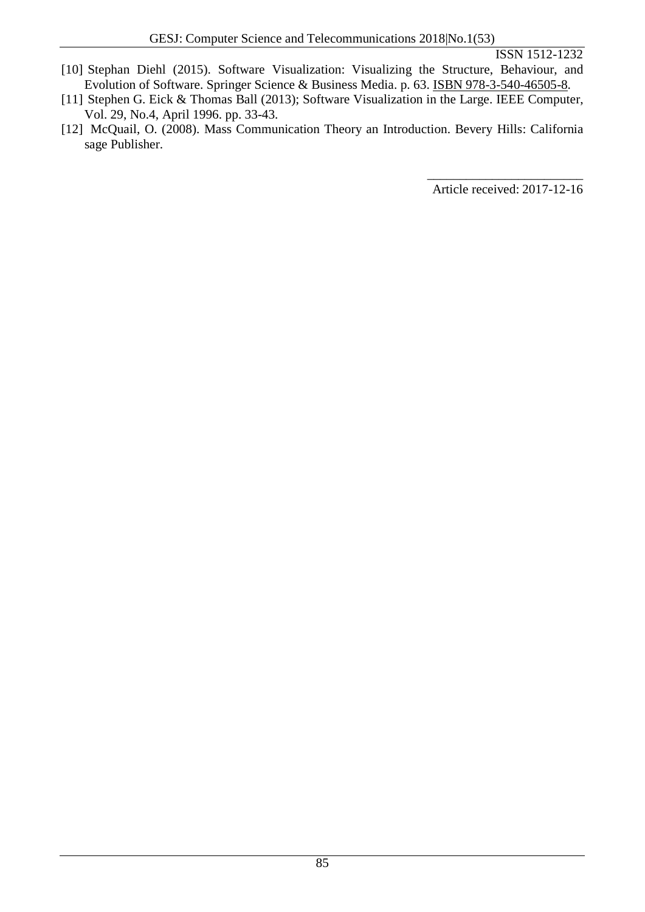[10] Stephan Diehl (2015). Software Visualization: Visualizing the Structure, Behaviour, and Evolution of Software. Springer Science & Business Media. p. 63. ISBN 978-3-540-46505-8.

[11] Stephen G. Eick & Thomas Ball (2013); Software Visualization in the Large. IEEE Computer, Vol. 29, No.4, April 1996. pp. 33-43.

[12] McQuail, O. (2008). Mass Communication Theory an Introduction. Bevery Hills: California sage Publisher.

Article received: 2017-12-16